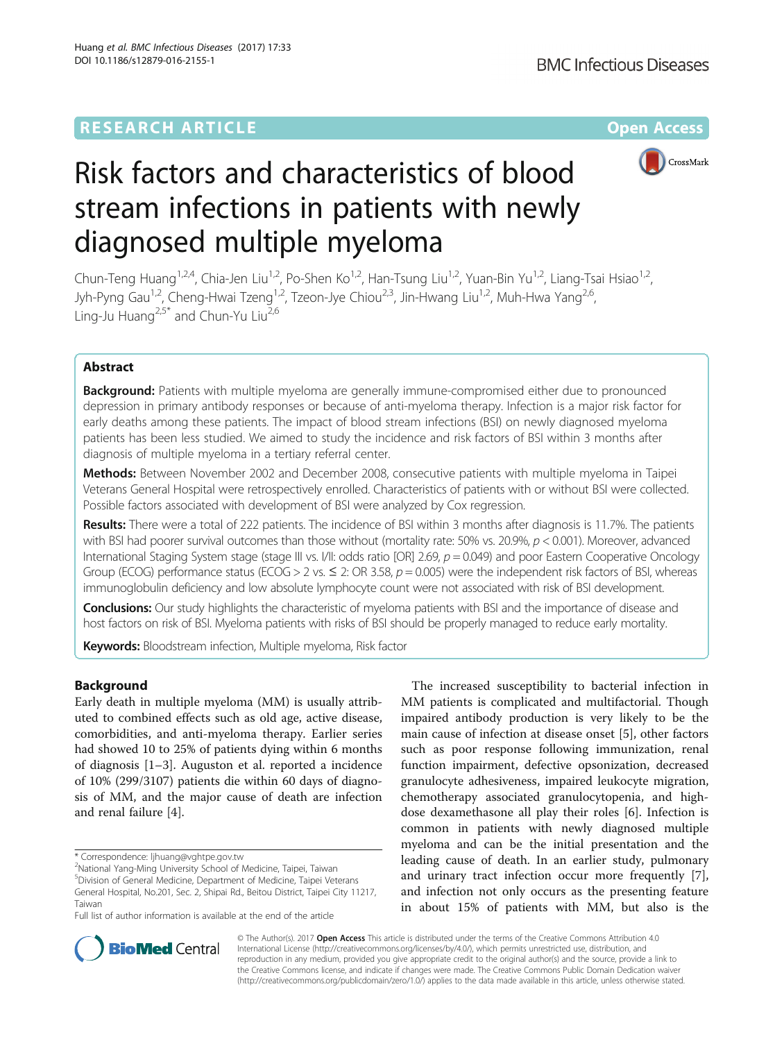RESEARCH ARTICLE

Open Access

# Risk factors and characteristics of blood stream infections in patients with newly diagnosed multiple myeloma

Chun-Teng Huang[1,2,4], Chia-Jen Liu[1,2], Po-Shen Ko[1,2], Han-Tsung Liu[1,2], Yuan-Bin Yu[1,2], Liang-Tsai Hsiao[1,2], Jyh-Pyng Gau[1,2], Cheng-Hwai Tzeng[1,2], Tzeon-Jye Chiou[2,3], Jin-Hwang Liu[1,2], Muh-Hwa Yang[2,6], Ling-Ju Huang[2,5*] and Chun-Yu Liu[2,6]

## Abstract

**Background:** Patients with multiple myeloma are generally immune-compromised either due to pronounced depression in primary antibody responses or because of anti-myeloma therapy. Infection is a major risk factor for early deaths among these patients. The impact of blood stream infections (BSI) on newly diagnosed myeloma patients has been less studied. We aimed to study the incidence and risk factors of BSI within 3 months after diagnosis of multiple myeloma in a tertiary referral center.

**Methods:** Between November 2002 and December 2008, consecutive patients with multiple myeloma in Taipei Veterans General Hospital were retrospectively enrolled. Characteristics of patients with or without BSI were collected. Possible factors associated with development of BSI were analyzed by Cox regression.

**Results:** There were a total of 222 patients. The incidence of BSI within 3 months after diagnosis is 11.7%. The patients with BSI had poorer survival outcomes than those without (mortality rate: 50% vs. 20.9%, $p < 0.001$). Moreover, advanced International Staging System stage (stage III vs. I/II: odds ratio [OR] 2.69, $p = 0.049$) and poor Eastern Cooperative Oncology Group (ECOG) performance status (ECOG > 2 vs. ≤ 2: OR 3.58, $p = 0.005$) were the independent risk factors of BSI, whereas immunoglobulin deficiency and low absolute lymphocyte count were not associated with risk of BSI development.

**Conclusions:** Our study highlights the characteristic of myeloma patients with BSI and the importance of disease and host factors on risk of BSI. Myeloma patients with risks of BSI should be properly managed to reduce early mortality.

**Keywords:** Bloodstream infection, Multiple myeloma, Risk factor

## Background

Early death in multiple myeloma (MM) is usually attributed to combined effects such as old age, active disease, comorbidities, and anti-myeloma therapy. Earlier series had showed 10 to 25% of patients dying within 6 months of diagnosis [1–3]. Auguston et al. reported a incidence of 10% (299/3107) patients die within 60 days of diagnosis of MM, and the major cause of death are infection and renal failure [4].

The increased susceptibility to bacterial infection in MM patients is complicated and multifactorial. Though impaired antibody production is very likely to be the main cause of infection at disease onset [5], other factors such as poor response following immunization, renal function impairment, defective opsonization, decreased granulocyte adhesiveness, impaired leukocyte migration, chemotherapy associated granulocytopenia, and high-dose dexamethasone all play their roles [6]. Infection is common in patients with newly diagnosed multiple myeloma and can be the initial presentation and the leading cause of death. In an earlier study, pulmonary and urinary tract infection occur more frequently [7], and infection not only occurs as the presenting feature in about 15% of patients with MM, but also is the

\* Correspondence: ljhuang@vghtpe.gov.tw
[2]National Yang-Ming University School of Medicine, Taipei, Taiwan
[5]Division of General Medicine, Department of Medicine, Taipei Veterans General Hospital, No.201, Sec. 2, Shipai Rd., Beitou District, Taipei City 11217, Taiwan
Full list of author information is available at the end of the article

© The Author(s). 2017 **Open Access** This article is distributed under the terms of the Creative Commons Attribution 4.0 International License (http://creativecommons.org/licenses/by/4.0/), which permits unrestricted use, distribution, and reproduction in any medium, provided you give appropriate credit to the original author(s) and the source, provide a link to the Creative Commons license, and indicate if changes were made. The Creative Commons Public Domain Dedication waiver (http://creativecommons.org/publicdomain/zero/1.0/) applies to the data made available in this article, unless otherwise stated.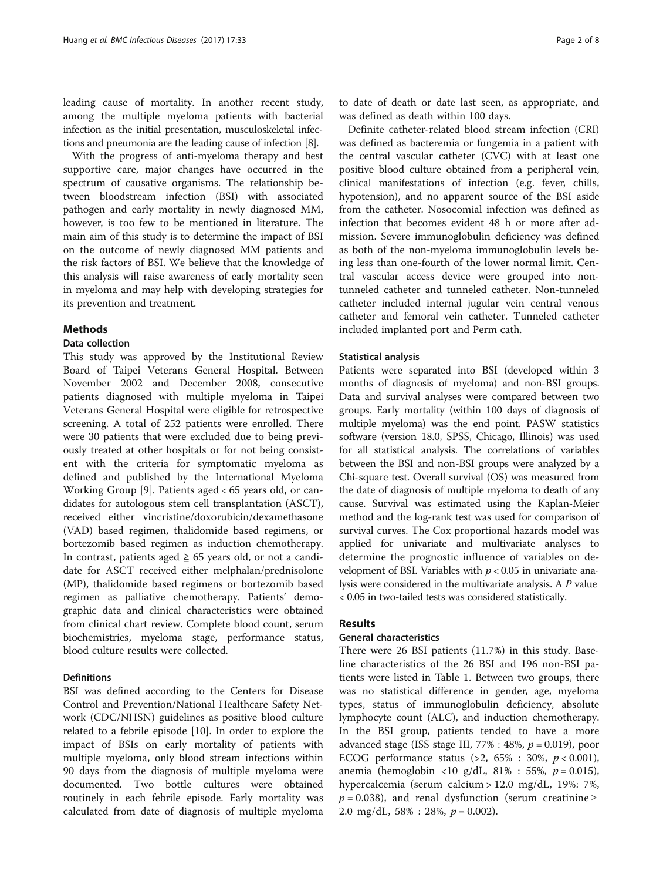leading cause of mortality. In another recent study, among the multiple myeloma patients with bacterial infection as the initial presentation, musculoskeletal infections and pneumonia are the leading cause of infection [8].

With the progress of anti-myeloma therapy and best supportive care, major changes have occurred in the spectrum of causative organisms. The relationship between bloodstream infection (BSI) with associated pathogen and early mortality in newly diagnosed MM, however, is too few to be mentioned in literature. The main aim of this study is to determine the impact of BSI on the outcome of newly diagnosed MM patients and the risk factors of BSI. We believe that the knowledge of this analysis will raise awareness of early mortality seen in myeloma and may help with developing strategies for its prevention and treatment.

## Methods

### Data collection

This study was approved by the Institutional Review Board of Taipei Veterans General Hospital. Between November 2002 and December 2008, consecutive patients diagnosed with multiple myeloma in Taipei Veterans General Hospital were eligible for retrospective screening. A total of 252 patients were enrolled. There were 30 patients that were excluded due to being previously treated at other hospitals or for not being consistent with the criteria for symptomatic myeloma as defined and published by the International Myeloma Working Group [9]. Patients aged < 65 years old, or candidates for autologous stem cell transplantation (ASCT), received either vincristine/doxorubicin/dexamethasone (VAD) based regimen, thalidomide based regimens, or bortezomib based regimen as induction chemotherapy. In contrast, patients aged ≧ 65 years old, or not a candidate for ASCT received either melphalan/prednisolone (MP), thalidomide based regimens or bortezomib based regimen as palliative chemotherapy. Patients' demographic data and clinical characteristics were obtained from clinical chart review. Complete blood count, serum biochemistries, myeloma stage, performance status, blood culture results were collected.

### Definitions

BSI was defined according to the Centers for Disease Control and Prevention/National Healthcare Safety Network (CDC/NHSN) guidelines as positive blood culture related to a febrile episode [10]. In order to explore the impact of BSIs on early mortality of patients with multiple myeloma, only blood stream infections within 90 days from the diagnosis of multiple myeloma were documented. Two bottle cultures were obtained routinely in each febrile episode. Early mortality was calculated from date of diagnosis of multiple myeloma to date of death or date last seen, as appropriate, and was defined as death within 100 days.

Definite catheter-related blood stream infection (CRI) was defined as bacteremia or fungemia in a patient with the central vascular catheter (CVC) with at least one positive blood culture obtained from a peripheral vein, clinical manifestations of infection (e.g. fever, chills, hypotension), and no apparent source of the BSI aside from the catheter. Nosocomial infection was defined as infection that becomes evident 48 h or more after admission. Severe immunoglobulin deficiency was defined as both of the non-myeloma immunoglobulin levels being less than one-fourth of the lower normal limit. Central vascular access device were grouped into non-tunneled catheter and tunneled catheter. Non-tunneled catheter included internal jugular vein central venous catheter and femoral vein catheter. Tunneled catheter included implanted port and Perm cath.

### Statistical analysis

Patients were separated into BSI (developed within 3 months of diagnosis of myeloma) and non-BSI groups. Data and survival analyses were compared between two groups. Early mortality (within 100 days of diagnosis of multiple myeloma) was the end point. PASW statistics software (version 18.0, SPSS, Chicago, Illinois) was used for all statistical analysis. The correlations of variables between the BSI and non-BSI groups were analyzed by a Chi-square test. Overall survival (OS) was measured from the date of diagnosis of multiple myeloma to death of any cause. Survival was estimated using the Kaplan-Meier method and the log-rank test was used for comparison of survival curves. The Cox proportional hazards model was applied for univariate and multivariate analyses to determine the prognostic influence of variables on development of BSI. Variables with $p < 0.05$ in univariate analysis were considered in the multivariate analysis. A $P$ value $< 0.05$ in two-tailed tests was considered statistically.

## Results

### General characteristics

There were 26 BSI patients (11.7%) in this study. Baseline characteristics of the 26 BSI and 196 non-BSI patients were listed in Table 1. Between two groups, there was no statistical difference in gender, age, myeloma types, status of immunoglobulin deficiency, absolute lymphocyte count (ALC), and induction chemotherapy. In the BSI group, patients tended to have a more advanced stage (ISS stage III, 77% : 48%, $p = 0.019$), poor ECOG performance status (>2, 65% : 30%, $p < 0.001$), anemia (hemoglobin <10 g/dL, 81% : 55%, $p = 0.015$), hypercalcemia (serum calcium > 12.0 mg/dL, 19%: 7%, $p = 0.038$), and renal dysfunction (serum creatinine ≥ 2.0 mg/dL, 58% : 28%, $p = 0.002$).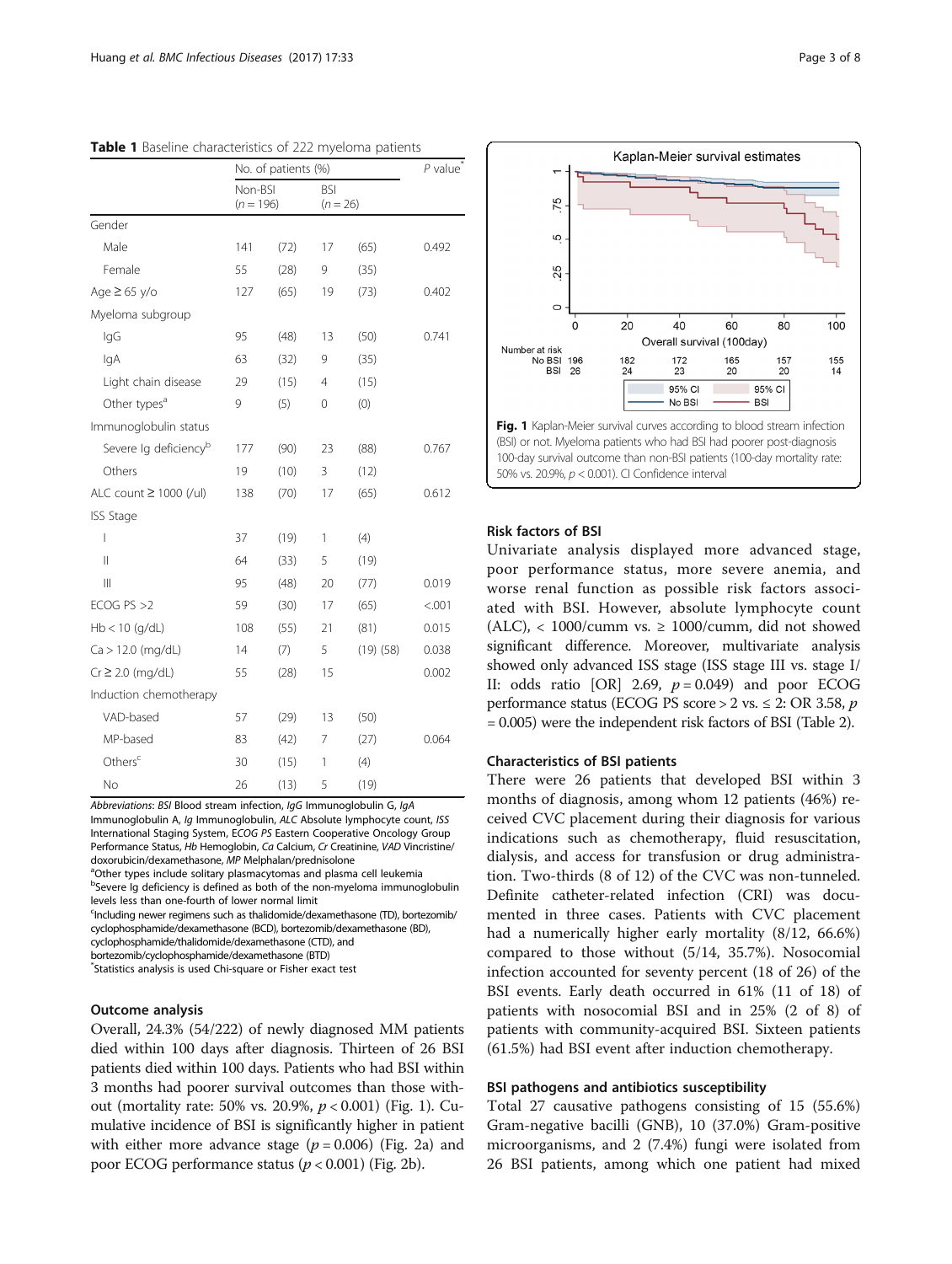**Table 1** Baseline characteristics of 222 myeloma patients

| | No. of patients (%) | | | | $P$ value[*] |
|---|---|---|---|---|---|
| | Non-BSI ($n = 196$) | | BSI ($n = 26$) | | |
| Gender | | | | | |
| Male | 141 | (72) | 17 | (65) | 0.492 |
| Female | 55 | (28) | 9 | (35) | |
| Age ≥ 65 y/o | 127 | (65) | 19 | (73) | 0.402 |
| Myeloma subgroup | | | | | |
| IgG | 95 | (48) | 13 | (50) | 0.741 |
| IgA | 63 | (32) | 9 | (35) | |
| Light chain disease | 29 | (15) | 4 | (15) | |
| Other types[a] | 9 | (5) | 0 | (0) | |
| Immunoglobulin status | | | | | |
| Severe Ig deficiency[b] | 177 | (90) | 23 | (88) | 0.767 |
| Others | 19 | (10) | 3 | (12) | |
| ALC count ≥ 1000 (/ul) | 138 | (70) | 17 | (65) | 0.612 |
| ISS Stage | | | | | |
| I | 37 | (19) | 1 | (4) | |
| II | 64 | (33) | 5 | (19) | |
| III | 95 | (48) | 20 | (77) | 0.019 |
| ECOG PS >2 | 59 | (30) | 17 | (65) | <.001 |
| Hb < 10 (g/dL) | 108 | (55) | 21 | (81) | 0.015 |
| Ca > 12.0 (mg/dL) | 14 | (7) | 5 | (19) (58) | 0.038 |
| Cr ≥ 2.0 (mg/dL) | 55 | (28) | 15 | | 0.002 |
| Induction chemotherapy | | | | | |
| VAD-based | 57 | (29) | 13 | (50) | |
| MP-based | 83 | (42) | 7 | (27) | 0.064 |
| Others[c] | 30 | (15) | 1 | (4) | |
| No | 26 | (13) | 5 | (19) | |

*Abbreviations*: *BSI* Blood stream infection, *IgG* Immunoglobulin G, *IgA* Immunoglobulin A, *Ig* Immunoglobulin, *ALC* Absolute lymphocyte count, *ISS* International Staging System, *ECOG PS* Eastern Cooperative Oncology Group Performance Status, *Hb* Hemoglobin, *Ca* Calcium, *Cr* Creatinine, *VAD* Vincristine/doxorubicin/dexamethasone, *MP* Melphalan/prednisolone

[a]Other types include solitary plasmacytomas and plasma cell leukemia

[b]Severe Ig deficiency is defined as both of the non-myeloma immunoglobulin levels less than one-fourth of lower normal limit

[c]Including newer regimens such as thalidomide/dexamethasone (TD), bortezomib/cyclophosphamide/dexamethasone (BCD), bortezomib/dexamethasone (BD), cyclophosphamide/thalidomide/dexamethasone (CTD), and bortezomib/cyclophosphamide/dexamethasone (BTD)

[*]Statistics analysis is used Chi-square or Fisher exact test

### Outcome analysis

Overall, 24.3% (54/222) of newly diagnosed MM patients died within 100 days after diagnosis. Thirteen of 26 BSI patients died within 100 days. Patients who had BSI within 3 months had poorer survival outcomes than those without (mortality rate: 50% vs. 20.9%, $p < 0.001$) (Fig. 1). Cumulative incidence of BSI is significantly higher in patient with either more advance stage ($p = 0.006$) (Fig. 2a) and poor ECOG performance status ($p < 0.001$) (Fig. 2b).

**Fig. 1** Kaplan-Meier survival curves according to blood stream infection (BSI) or not. Myeloma patients who had BSI had poorer post-diagnosis 100-day survival outcome than non-BSI patients (100-day mortality rate: 50% vs. 20.9%, $p < 0.001$). CI Confidence interval

### Risk factors of BSI

Univariate analysis displayed more advanced stage, poor performance status, more severe anemia, and worse renal function as possible risk factors associated with BSI. However, absolute lymphocyte count (ALC), < 1000/cumm vs. ≥ 1000/cumm, did not showed significant difference. Moreover, multivariate analysis showed only advanced ISS stage (ISS stage III vs. stage I/II: odds ratio [OR] 2.69, $p = 0.049$) and poor ECOG performance status (ECOG PS score > 2 vs. ≤ 2: OR 3.58, $p = 0.005$) were the independent risk factors of BSI (Table 2).

### Characteristics of BSI patients

There were 26 patients that developed BSI within 3 months of diagnosis, among whom 12 patients (46%) received CVC placement during their diagnosis for various indications such as chemotherapy, fluid resuscitation, dialysis, and access for transfusion or drug administration. Two-thirds (8 of 12) of the CVC was non-tunneled. Definite catheter-related infection (CRI) was documented in three cases. Patients with CVC placement had a numerically higher early mortality (8/12, 66.6%) compared to those without (5/14, 35.7%). Nosocomial infection accounted for seventy percent (18 of 26) of the BSI events. Early death occurred in 61% (11 of 18) of patients with nosocomial BSI and in 25% (2 of 8) of patients with community-acquired BSI. Sixteen patients (61.5%) had BSI event after induction chemotherapy.

### BSI pathogens and antibiotics susceptibility

Total 27 causative pathogens consisting of 15 (55.6%) Gram-negative bacilli (GNB), 10 (37.0%) Gram-positive microorganisms, and 2 (7.4%) fungi were isolated from 26 BSI patients, among which one patient had mixed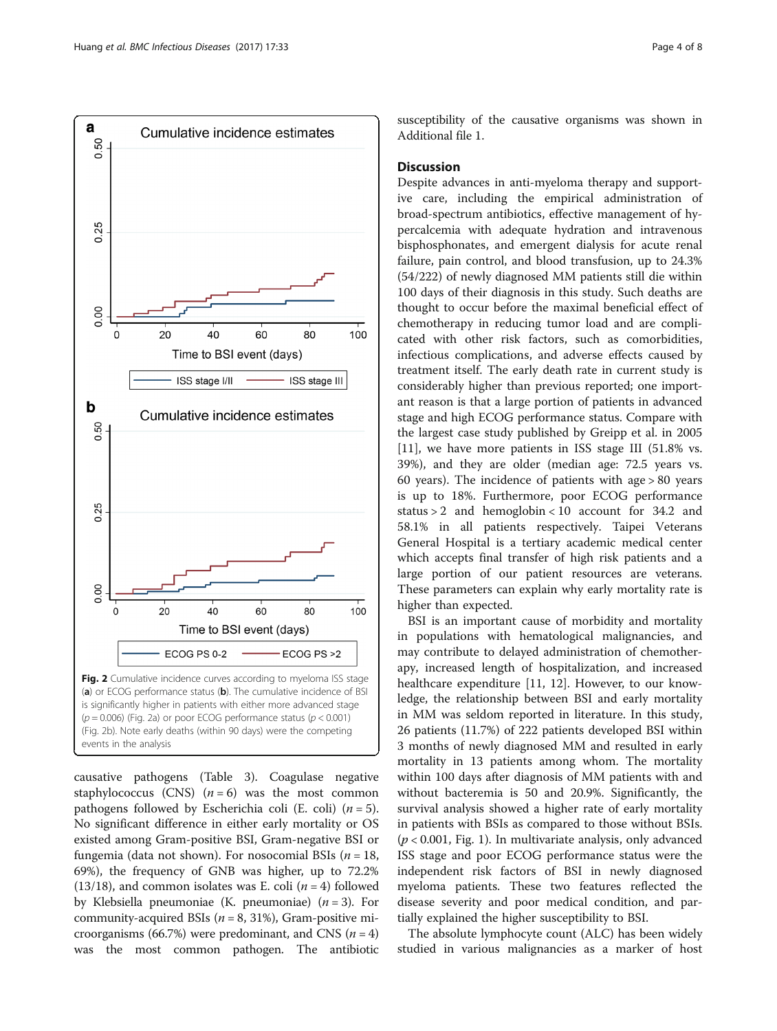Fig. 2 Cumulative incidence curves according to myeloma ISS stage (**a**) or ECOG performance status (**b**). The cumulative incidence of BSI is significantly higher in patients with either more advanced stage ($p = 0.006$) (Fig. 2a) or poor ECOG performance status ($p < 0.001$) (Fig. 2b). Note early deaths (within 90 days) were the competing events in the analysis

causative pathogens (Table 3). Coagulase negative staphylococcus (CNS) ($n = 6$) was the most common pathogens followed by Escherichia coli (E. coli) ($n = 5$). No significant difference in either early mortality or OS existed among Gram-positive BSI, Gram-negative BSI or fungemia (data not shown). For nosocomial BSIs ($n = 18$, 69%), the frequency of GNB was higher, up to 72.2% (13/18), and common isolates was E. coli ($n = 4$) followed by Klebsiella pneumoniae (K. pneumoniae) ($n = 3$). For community-acquired BSIs ($n = 8$, 31%), Gram-positive microorganisms (66.7%) were predominant, and CNS ($n = 4$) was the most common pathogen. The antibiotic susceptibility of the causative organisms was shown in Additional file 1.

## Discussion

Despite advances in anti-myeloma therapy and supportive care, including the empirical administration of broad-spectrum antibiotics, effective management of hypercalcemia with adequate hydration and intravenous bisphosphonates, and emergent dialysis for acute renal failure, pain control, and blood transfusion, up to 24.3% (54/222) of newly diagnosed MM patients still die within 100 days of their diagnosis in this study. Such deaths are thought to occur before the maximal beneficial effect of chemotherapy in reducing tumor load and are complicated with other risk factors, such as comorbidities, infectious complications, and adverse effects caused by treatment itself. The early death rate in current study is considerably higher than previous reported; one important reason is that a large portion of patients in advanced stage and high ECOG performance status. Compare with the largest case study published by Greipp et al. in 2005 [11], we have more patients in ISS stage III (51.8% vs. 39%), and they are older (median age: 72.5 years vs. 60 years). The incidence of patients with age > 80 years is up to 18%. Furthermore, poor ECOG performance status > 2 and hemoglobin < 10 account for 34.2 and 58.1% in all patients respectively. Taipei Veterans General Hospital is a tertiary academic medical center which accepts final transfer of high risk patients and a large portion of our patient resources are veterans. These parameters can explain why early mortality rate is higher than expected.

BSI is an important cause of morbidity and mortality in populations with hematological malignancies, and may contribute to delayed administration of chemotherapy, increased length of hospitalization, and increased healthcare expenditure [11, 12]. However, to our knowledge, the relationship between BSI and early mortality in MM was seldom reported in literature. In this study, 26 patients (11.7%) of 222 patients developed BSI within 3 months of newly diagnosed MM and resulted in early mortality in 13 patients among whom. The mortality within 100 days after diagnosis of MM patients with and without bacteremia is 50 and 20.9%. Significantly, the survival analysis showed a higher rate of early mortality in patients with BSIs as compared to those without BSIs. ($p < 0.001$, Fig. 1). In multivariate analysis, only advanced ISS stage and poor ECOG performance status were the independent risk factors of BSI in newly diagnosed myeloma patients. These two features reflected the disease severity and poor medical condition, and partially explained the higher susceptibility to BSI.

The absolute lymphocyte count (ALC) has been widely studied in various malignancies as a marker of host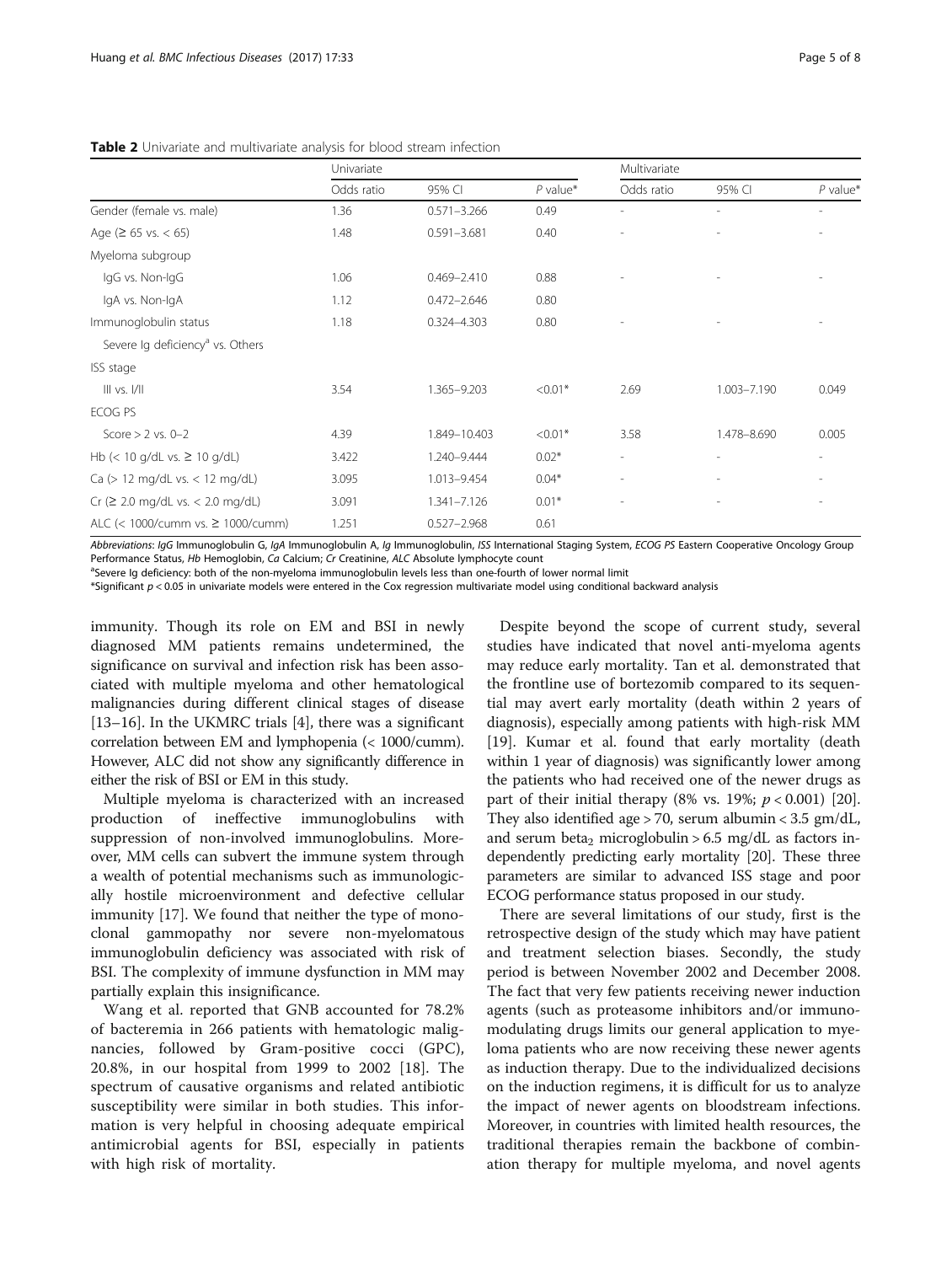**Table 2** Univariate and multivariate analysis for blood stream infection

| | Univariate | | | Multivariate | | |
|---|---|---|---|---|---|---|
| | Odds ratio | 95% CI | *P* value* | Odds ratio | 95% CI | *P* value* |
| Gender (female vs. male) | 1.36 | 0.571–3.266 | 0.49 | - | - | - |
| Age (≥ 65 vs. < 65) | 1.48 | 0.591–3.681 | 0.40 | - | - | - |
| Myeloma subgroup | | | | | | |
| IgG vs. Non-IgG | 1.06 | 0.469–2.410 | 0.88 | - | - | - |
| IgA vs. Non-IgA | 1.12 | 0.472–2.646 | 0.80 | | | |
| Immunoglobulin status | 1.18 | 0.324–4.303 | 0.80 | - | - | - |
| Severe Ig deficiency[a] vs. Others | | | | | | |
| ISS stage | | | | | | |
| III vs. I/II | 3.54 | 1.365–9.203 | <0.01* | 2.69 | 1.003–7.190 | 0.049 |
| ECOG PS | | | | | | |
| Score > 2 vs. 0–2 | 4.39 | 1.849–10.403 | <0.01* | 3.58 | 1.478–8.690 | 0.005 |
| Hb (< 10 g/dL vs. ≥ 10 g/dL) | 3.422 | 1.240–9.444 | 0.02* | - | - | - |
| Ca (> 12 mg/dL vs. < 12 mg/dL) | 3.095 | 1.013–9.454 | 0.04* | - | - | - |
| Cr (≥ 2.0 mg/dL vs. < 2.0 mg/dL) | 3.091 | 1.341–7.126 | 0.01* | - | - | - |
| ALC (< 1000/cumm vs. ≥ 1000/cumm) | 1.251 | 0.527–2.968 | 0.61 | | | |

*Abbreviations*: *IgG* Immunoglobulin G, *IgA* Immunoglobulin A, *Ig* Immunoglobulin, *ISS* International Staging System, *ECOG PS* Eastern Cooperative Oncology Group Performance Status, *Hb* Hemoglobin, *Ca* Calcium; *Cr* Creatinine, *ALC* Absolute lymphocyte count

[a]Severe Ig deficiency: both of the non-myeloma immunoglobulin levels less than one-fourth of lower normal limit

*Significant $p < 0.05$ in univariate models were entered in the Cox regression multivariate model using conditional backward analysis

immunity. Though its role on EM and BSI in newly diagnosed MM patients remains undetermined, the significance on survival and infection risk has been associated with multiple myeloma and other hematological malignancies during different clinical stages of disease [13–16]. In the UKMRC trials [4], there was a significant correlation between EM and lymphopenia (< 1000/cumm). However, ALC did not show any significantly difference in either the risk of BSI or EM in this study.

Multiple myeloma is characterized with an increased production of ineffective immunoglobulins with suppression of non-involved immunoglobulins. Moreover, MM cells can subvert the immune system through a wealth of potential mechanisms such as immunologically hostile microenvironment and defective cellular immunity [17]. We found that neither the type of monoclonal gammopathy nor severe non-myelomatous immunoglobulin deficiency was associated with risk of BSI. The complexity of immune dysfunction in MM may partially explain this insignificance.

Wang et al. reported that GNB accounted for 78.2% of bacteremia in 266 patients with hematologic malignancies, followed by Gram-positive cocci (GPC), 20.8%, in our hospital from 1999 to 2002 [18]. The spectrum of causative organisms and related antibiotic susceptibility were similar in both studies. This information is very helpful in choosing adequate empirical antimicrobial agents for BSI, especially in patients with high risk of mortality.

Despite beyond the scope of current study, several studies have indicated that novel anti-myeloma agents may reduce early mortality. Tan et al. demonstrated that the frontline use of bortezomib compared to its sequential may avert early mortality (death within 2 years of diagnosis), especially among patients with high-risk MM [19]. Kumar et al. found that early mortality (death within 1 year of diagnosis) was significantly lower among the patients who had received one of the newer drugs as part of their initial therapy (8% vs. 19%; $p < 0.001$) [20]. They also identified age > 70, serum albumin < 3.5 gm/dL, and serum beta$_2$ microglobulin > 6.5 mg/dL as factors independently predicting early mortality [20]. These three parameters are similar to advanced ISS stage and poor ECOG performance status proposed in our study.

There are several limitations of our study, first is the retrospective design of the study which may have patient and treatment selection biases. Secondly, the study period is between November 2002 and December 2008. The fact that very few patients receiving newer induction agents (such as proteasome inhibitors and/or immunomodulating drugs limits our general application to myeloma patients who are now receiving these newer agents as induction therapy. Due to the individualized decisions on the induction regimens, it is difficult for us to analyze the impact of newer agents on bloodstream infections. Moreover, in countries with limited health resources, the traditional therapies remain the backbone of combination therapy for multiple myeloma, and novel agents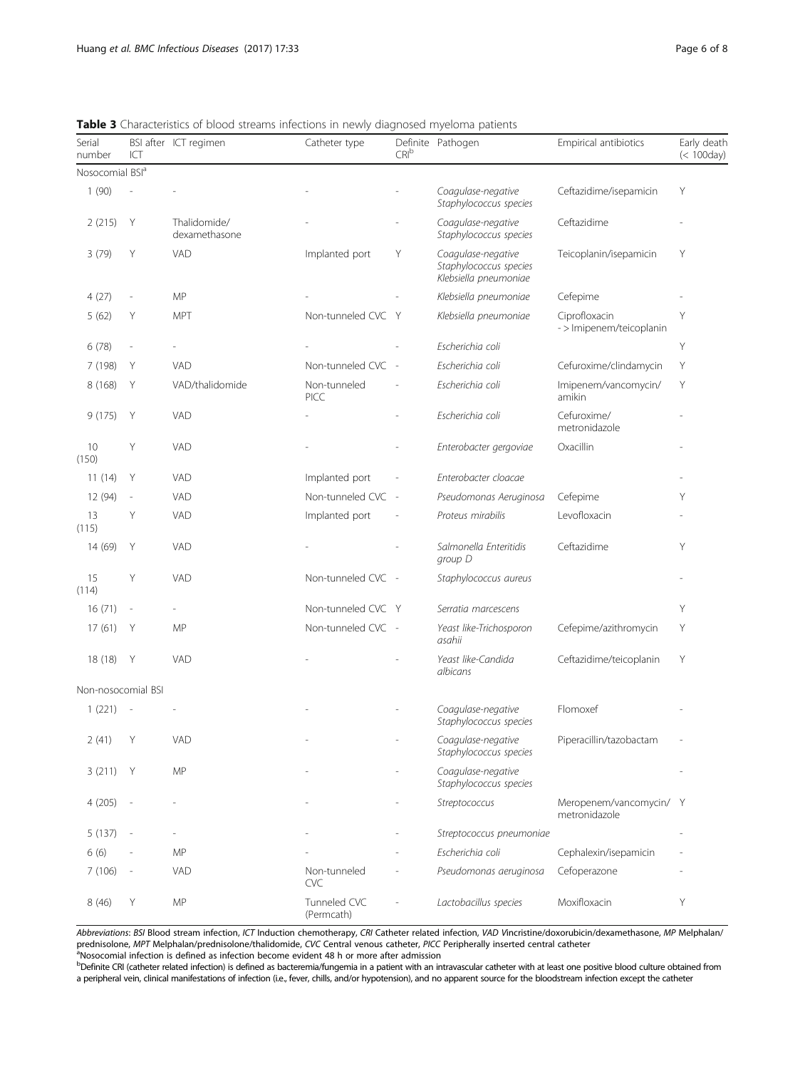**Table 3** Characteristics of blood streams infections in newly diagnosed myeloma patients

| Serial number | BSI after ICT | ICT regimen | Catheter type | Definite CRI[b] | Pathogen | Empirical antibiotics | Early death (< 100day) |
|---|---|---|---|---|---|---|---|
| Nosocomial BSI[a] | | | | | | | |
| 1 (90) | - | - | - | - | *Coagulase-negative Staphylococcus species* | Ceftazidime/isepamicin | Y |
| 2 (215) | Y | Thalidomide/ dexamethasone | - | - | *Coagulase-negative Staphylococcus species* | Ceftazidime | - |
| 3 (79) | Y | VAD | Implanted port | Y | *Coagulase-negative Staphylococcus species Klebsiella pneumoniae* | Teicoplanin/isepamicin | Y |
| 4 (27) | - | MP | - | - | *Klebsiella pneumoniae* | Cefepime | - |
| 5 (62) | Y | MPT | Non-tunneled CVC | Y | *Klebsiella pneumoniae* | Ciprofloxacin - > Imipenem/teicoplanin | Y |
| 6 (78) | - | - | - | - | *Escherichia coli* | | Y |
| 7 (198) | Y | VAD | Non-tunneled CVC | - | *Escherichia coli* | Cefuroxime/clindamycin | Y |
| 8 (168) | Y | VAD/thalidomide | Non-tunneled PICC | - | *Escherichia coli* | Imipenem/vancomycin/ amikin | Y |
| 9 (175) | Y | VAD | - | - | *Escherichia coli* | Cefuroxime/ metronidazole | - |
| 10 (150) | Y | VAD | - | - | *Enterobacter gergoviae* | Oxacillin | - |
| 11 (14) | Y | VAD | Implanted port | - | *Enterobacter cloacae* | | - |
| 12 (94) | - | VAD | Non-tunneled CVC | - | *Pseudomonas Aeruginosa* | Cefepime | Y |
| 13 (115) | Y | VAD | Implanted port | - | *Proteus mirabilis* | Levofloxacin | - |
| 14 (69) | Y | VAD | - | - | *Salmonella Enteritidis group D* | Ceftazidime | Y |
| 15 (114) | Y | VAD | Non-tunneled CVC | - | *Staphylococcus aureus* | | - |
| 16 (71) | - | - | Non-tunneled CVC | Y | *Serratia marcescens* | | Y |
| 17 (61) | Y | MP | Non-tunneled CVC | - | *Yeast like-Trichosporon asahii* | Cefepime/azithromycin | Y |
| 18 (18) | Y | VAD | - | - | *Yeast like-Candida albicans* | Ceftazidime/teicoplanin | Y |
| Non-nosocomial BSI | | | | | | | |
| 1 (221) | - | - | - | - | *Coagulase-negative Staphylococcus species* | Flomoxef | - |
| 2 (41) | Y | VAD | - | - | *Coagulase-negative Staphylococcus species* | Piperacillin/tazobactam | - |
| 3 (211) | Y | MP | - | - | *Coagulase-negative Staphylococcus species* | | - |
| 4 (205) | - | - | - | - | *Streptococcus* | Meropenem/vancomycin/ metronidazole | Y |
| 5 (137) | - | - | - | - | *Streptococcus pneumoniae* | | - |
| 6 (6) | - | MP | - | - | *Escherichia coli* | Cephalexin/isepamicin | - |
| 7 (106) | - | VAD | Non-tunneled CVC | - | *Pseudomonas aeruginosa* | Cefoperazone | - |
| 8 (46) | Y | MP | Tunneled CVC (Permcath) | - | *Lactobacillus species* | Moxifloxacin | Y |

*Abbreviations*: *BSI* Blood stream infection, *ICT* Induction chemotherapy, *CRI* Catheter related infection, *VAD* Vincristine/doxorubicin/dexamethasone, *MP* Melphalan/ prednisolone, *MPT* Melphalan/prednisolone/thalidomide, *CVC* Central venous catheter, *PICC* Peripherally inserted central catheter

[a]Nosocomial infection is defined as infection become evident 48 h or more after admission

[b]Definite CRI (catheter related infection) is defined as bacteremia/fungemia in a patient with an intravascular catheter with at least one positive blood culture obtained from a peripheral vein, clinical manifestations of infection (i.e., fever, chills, and/or hypotension), and no apparent source for the bloodstream infection except the catheter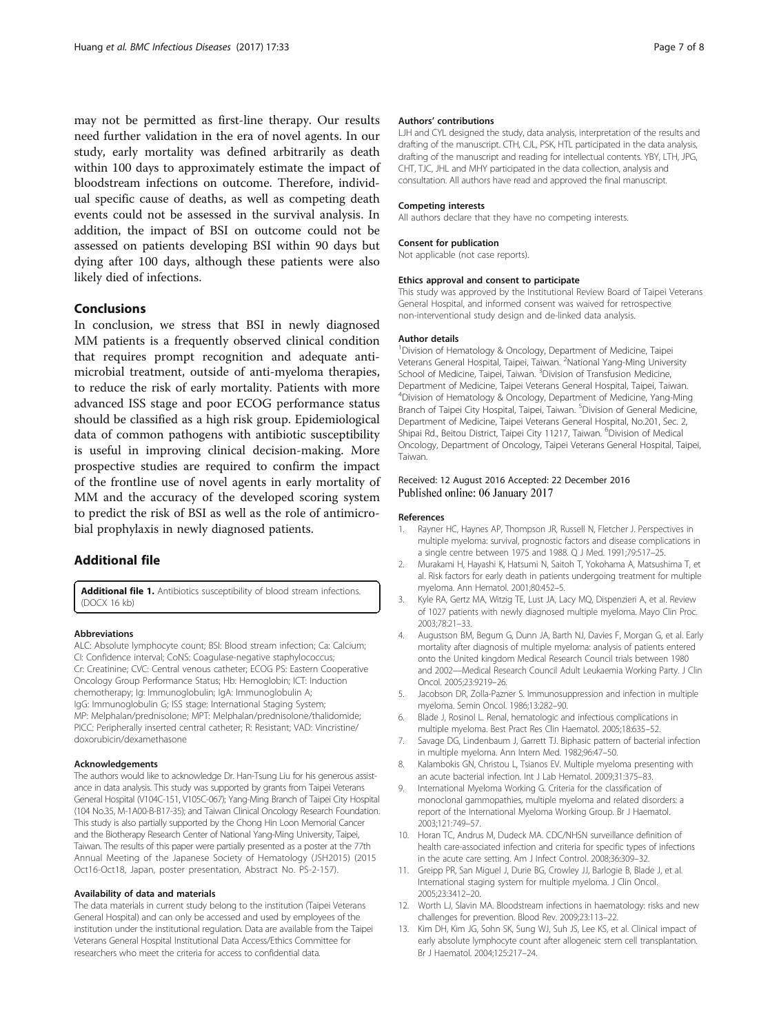may not be permitted as first-line therapy. Our results need further validation in the era of novel agents. In our study, early mortality was defined arbitrarily as death within 100 days to approximately estimate the impact of bloodstream infections on outcome. Therefore, individual specific cause of deaths, as well as competing death events could not be assessed in the survival analysis. In addition, the impact of BSI on outcome could not be assessed on patients developing BSI within 90 days but dying after 100 days, although these patients were also likely died of infections.

## Conclusions

In conclusion, we stress that BSI in newly diagnosed MM patients is a frequently observed clinical condition that requires prompt recognition and adequate antimicrobial treatment, outside of anti-myeloma therapies, to reduce the risk of early mortality. Patients with more advanced ISS stage and poor ECOG performance status should be classified as a high risk group. Epidemiological data of common pathogens with antibiotic susceptibility is useful in improving clinical decision-making. More prospective studies are required to confirm the impact of the frontline use of novel agents in early mortality of MM and the accuracy of the developed scoring system to predict the risk of BSI as well as the role of antimicrobial prophylaxis in newly diagnosed patients.

## Additional file

**Additional file 1.** Antibiotics susceptibility of blood stream infections. (DOCX 16 kb)

#### Abbreviations

ALC: Absolute lymphocyte count; BSI: Blood stream infection; Ca: Calcium; CI: Confidence interval; CoNS: Coagulase-negative staphylococcus; Cr: Creatinine; CVC: Central venous catheter; ECOG PS: Eastern Cooperative Oncology Group Performance Status; Hb: Hemoglobin; ICT: Induction chemotherapy; Ig: Immunoglobulin; IgA: Immunoglobulin A; IgG: Immunoglobulin G; ISS stage: International Staging System; MP: Melphalan/prednisolone; MPT: Melphalan/prednisolone/thalidomide; PICC: Peripherally inserted central catheter; R: Resistant; VAD: Vincristine/doxorubicin/dexamethasone

#### Acknowledgements

The authors would like to acknowledge Dr. Han-Tsung Liu for his generous assistance in data analysis. This study was supported by grants from Taipei Veterans General Hospital (V104C-151, V105C-067); Yang-Ming Branch of Taipei City Hospital (104 No.35, M-1A00-B-B17-35); and Taiwan Clinical Oncology Research Foundation. This study is also partially supported by the Chong Hin Loon Memorial Cancer and the Biotherapy Research Center of National Yang-Ming University, Taipei, Taiwan. The results of this paper were partially presented as a poster at the 77th Annual Meeting of the Japanese Society of Hematology (JSH2015) (2015 Oct16-Oct18, Japan, poster presentation, Abstract No. PS-2-157).

#### Availability of data and materials

The data materials in current study belong to the institution (Taipei Veterans General Hospital) and can only be accessed and used by employees of the institution under the institutional regulation. Data are available from the Taipei Veterans General Hospital Institutional Data Access/Ethics Committee for researchers who meet the criteria for access to confidential data.

#### Authors' contributions

LJH and CYL designed the study, data analysis, interpretation of the results and drafting of the manuscript. CTH, CJL, PSK, HTL participated in the data analysis, drafting of the manuscript and reading for intellectual contents. YBY, LTH, JPG, CHT, TJC, JHL and MHY participated in the data collection, analysis and consultation. All authors have read and approved the final manuscript.

#### Competing interests

All authors declare that they have no competing interests.

#### Consent for publication

Not applicable (not case reports).

#### Ethics approval and consent to participate

This study was approved by the Institutional Review Board of Taipei Veterans General Hospital, and informed consent was waived for retrospective non-interventional study design and de-linked data analysis.

#### Author details

[1]Division of Hematology & Oncology, Department of Medicine, Taipei Veterans General Hospital, Taipei, Taiwan. [2]National Yang-Ming University School of Medicine, Taipei, Taiwan. [3]Division of Transfusion Medicine, Department of Medicine, Taipei Veterans General Hospital, Taipei, Taiwan. [4]Division of Hematology & Oncology, Department of Medicine, Yang-Ming Branch of Taipei City Hospital, Taipei, Taiwan. [5]Division of General Medicine, Department of Medicine, Taipei Veterans General Hospital, No.201, Sec. 2, Shipai Rd., Beitou District, Taipei City 11217, Taiwan. [6]Division of Medical Oncology, Department of Oncology, Taipei Veterans General Hospital, Taipei, Taiwan.

Received: 12 August 2016 Accepted: 22 December 2016
Published online: 06 January 2017

#### References

1. Rayner HC, Haynes AP, Thompson JR, Russell N, Fletcher J. Perspectives in multiple myeloma: survival, prognostic factors and disease complications in a single centre between 1975 and 1988. Q J Med. 1991;79:517–25.
2. Murakami H, Hayashi K, Hatsumi N, Saitoh T, Yokohama A, Matsushima T, et al. Risk factors for early death in patients undergoing treatment for multiple myeloma. Ann Hematol. 2001;80:452–5.
3. Kyle RA, Gertz MA, Witzig TE, Lust JA, Lacy MQ, Dispenzieri A, et al. Review of 1027 patients with newly diagnosed multiple myeloma. Mayo Clin Proc. 2003;78:21–33.
4. Augustson BM, Begum G, Dunn JA, Barth NJ, Davies F, Morgan G, et al. Early mortality after diagnosis of multiple myeloma: analysis of patients entered onto the United kingdom Medical Research Council trials between 1980 and 2002—Medical Research Council Adult Leukaemia Working Party. J Clin Oncol. 2005;23:9219–26.
5. Jacobson DR, Zolla-Pazner S. Immunosuppression and infection in multiple myeloma. Semin Oncol. 1986;13:282–90.
6. Blade J, Rosinol L. Renal, hematologic and infectious complications in multiple myeloma. Best Pract Res Clin Haematol. 2005;18:635–52.
7. Savage DG, Lindenbaum J, Garrett TJ. Biphasic pattern of bacterial infection in multiple myeloma. Ann Intern Med. 1982;96:47–50.
8. Kalambokis GN, Christou L, Tsianos EV. Multiple myeloma presenting with an acute bacterial infection. Int J Lab Hematol. 2009;31:375–83.
9. International Myeloma Working G. Criteria for the classification of monoclonal gammopathies, multiple myeloma and related disorders: a report of the International Myeloma Working Group. Br J Haematol. 2003;121:749–57.
10. Horan TC, Andrus M, Dudeck MA. CDC/NHSN surveillance definition of health care-associated infection and criteria for specific types of infections in the acute care setting. Am J Infect Control. 2008;36:309–32.
11. Greipp PR, San Miguel J, Durie BG, Crowley JJ, Barlogie B, Blade J, et al. International staging system for multiple myeloma. J Clin Oncol. 2005;23:3412–20.
12. Worth LJ, Slavin MA. Bloodstream infections in haematology: risks and new challenges for prevention. Blood Rev. 2009;23:113–22.
13. Kim DH, Kim JG, Sohn SK, Sung WJ, Suh JS, Lee KS, et al. Clinical impact of early absolute lymphocyte count after allogeneic stem cell transplantation. Br J Haematol. 2004;125:217–24.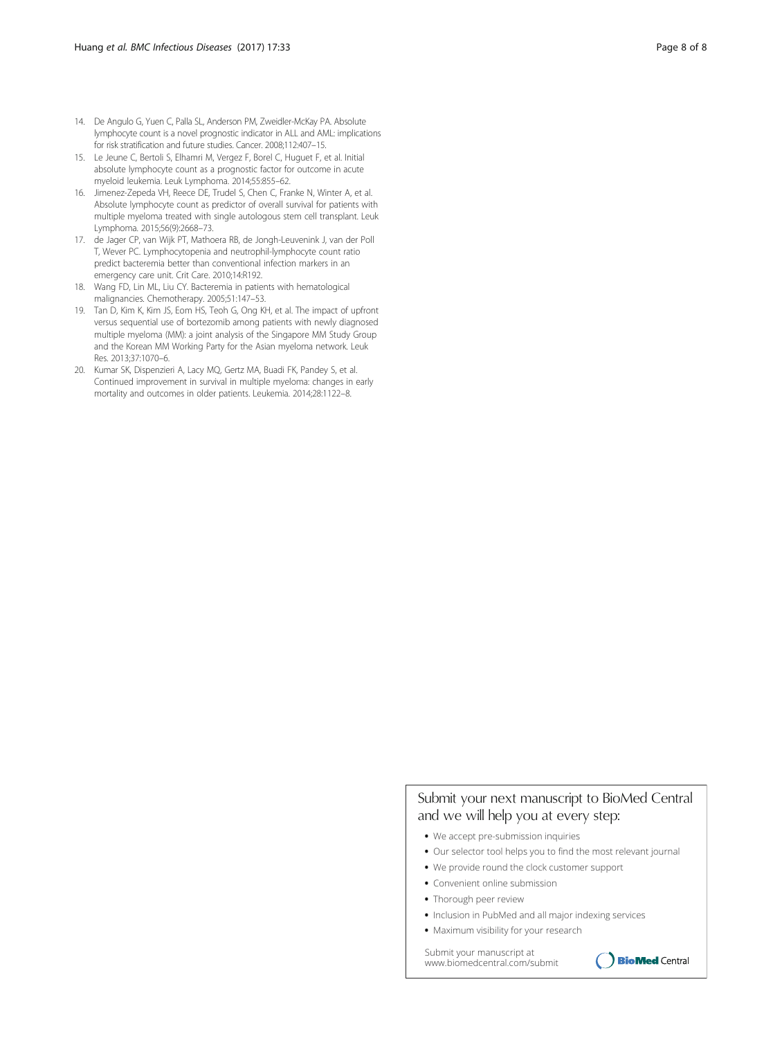14. De Angulo G, Yuen C, Palla SL, Anderson PM, Zweidler-McKay PA. Absolute lymphocyte count is a novel prognostic indicator in ALL and AML: implications for risk stratification and future studies. Cancer. 2008;112:407–15.
15. Le Jeune C, Bertoli S, Elhamri M, Vergez F, Borel C, Huguet F, et al. Initial absolute lymphocyte count as a prognostic factor for outcome in acute myeloid leukemia. Leuk Lymphoma. 2014;55:855–62.
16. Jimenez-Zepeda VH, Reece DE, Trudel S, Chen C, Franke N, Winter A, et al. Absolute lymphocyte count as predictor of overall survival for patients with multiple myeloma treated with single autologous stem cell transplant. Leuk Lymphoma. 2015;56(9):2668–73.
17. de Jager CP, van Wijk PT, Mathoera RB, de Jongh-Leuvenink J, van der Poll T, Wever PC. Lymphocytopenia and neutrophil-lymphocyte count ratio predict bacteremia better than conventional infection markers in an emergency care unit. Crit Care. 2010;14:R192.
18. Wang FD, Lin ML, Liu CY. Bacteremia in patients with hematological malignancies. Chemotherapy. 2005;51:147–53.
19. Tan D, Kim K, Kim JS, Eom HS, Teoh G, Ong KH, et al. The impact of upfront versus sequential use of bortezomib among patients with newly diagnosed multiple myeloma (MM): a joint analysis of the Singapore MM Study Group and the Korean MM Working Party for the Asian myeloma network. Leuk Res. 2013;37:1070–6.
20. Kumar SK, Dispenzieri A, Lacy MQ, Gertz MA, Buadi FK, Pandey S, et al. Continued improvement in survival in multiple myeloma: changes in early mortality and outcomes in older patients. Leukemia. 2014;28:1122–8.

Submit your next manuscript to BioMed Central and we will help you at every step:

- We accept pre-submission inquiries
- Our selector tool helps you to find the most relevant journal
- We provide round the clock customer support
- Convenient online submission
- Thorough peer review
- Inclusion in PubMed and all major indexing services
- Maximum visibility for your research

Submit your manuscript at
www.biomedcentral.com/submit

BioMed Central